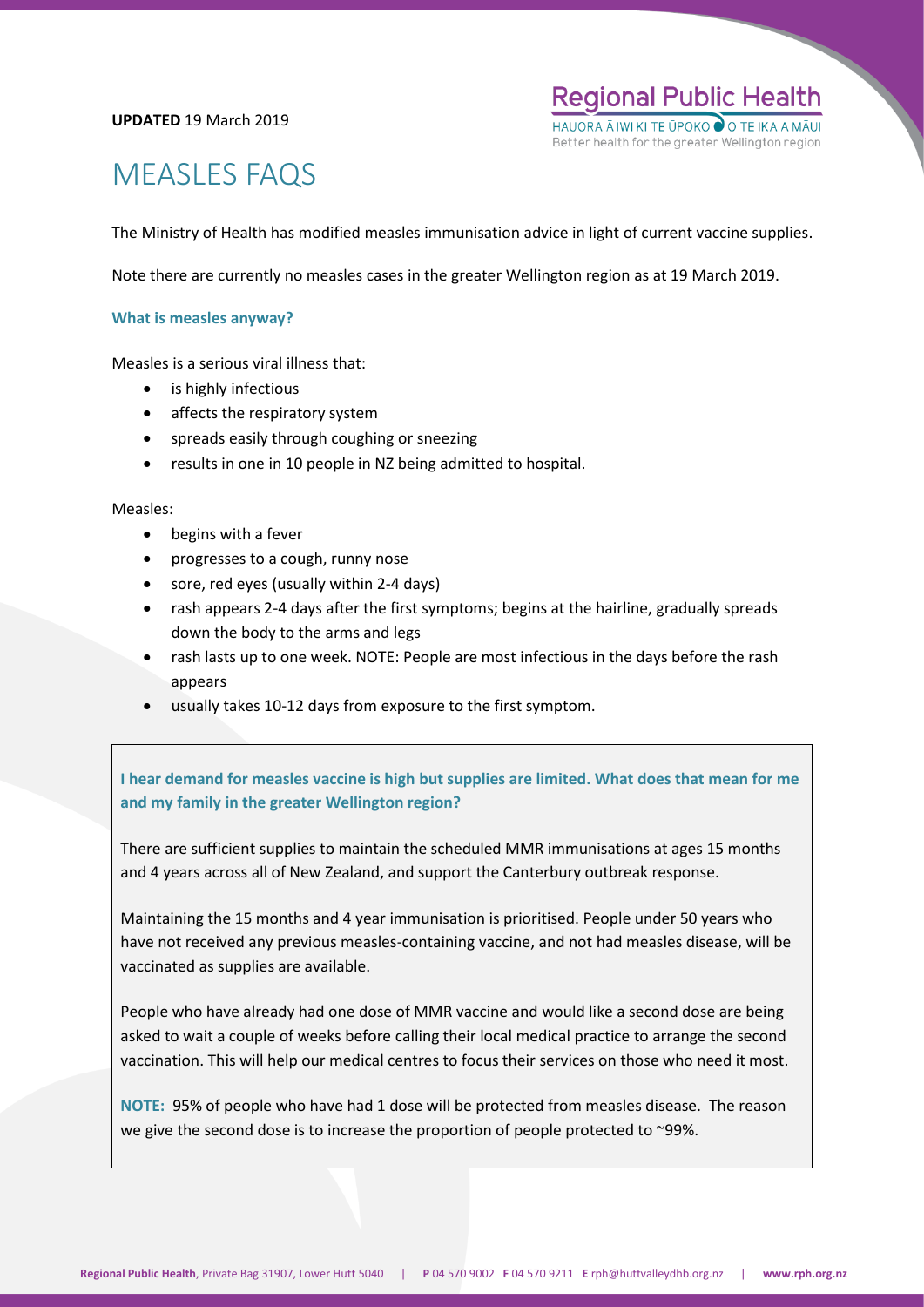**UPDATED** 19 March 2019

**Regional Public Health**
HAUORA Ā IWI KI TE ŪPOKO O TE IKA A MĀUI
Better health for the greater Wellington region

# MEASLES FAQS

The Ministry of Health has modified measles immunisation advice in light of current vaccine supplies.

Note there are currently no measles cases in the greater Wellington region as at 19 March 2019.

### What is measles anyway?

Measles is a serious viral illness that:

- is highly infectious
- affects the respiratory system
- spreads easily through coughing or sneezing
- results in one in 10 people in NZ being admitted to hospital.

Measles:

- begins with a fever
- progresses to a cough, runny nose
- sore, red eyes (usually within 2-4 days)
- rash appears 2-4 days after the first symptoms; begins at the hairline, gradually spreads down the body to the arms and legs
- rash lasts up to one week. NOTE: People are most infectious in the days before the rash appears
- usually takes 10-12 days from exposure to the first symptom.

### I hear demand for measles vaccine is high but supplies are limited. What does that mean for me and my family in the greater Wellington region?

There are sufficient supplies to maintain the scheduled MMR immunisations at ages 15 months and 4 years across all of New Zealand, and support the Canterbury outbreak response.

Maintaining the 15 months and 4 year immunisation is prioritised. People under 50 years who have not received any previous measles-containing vaccine, and not had measles disease, will be vaccinated as supplies are available.

People who have already had one dose of MMR vaccine and would like a second dose are being asked to wait a couple of weeks before calling their local medical practice to arrange the second vaccination. This will help our medical centres to focus their services on those who need it most.

**NOTE:** 95% of people who have had 1 dose will be protected from measles disease. The reason we give the second dose is to increase the proportion of people protected to ~99%.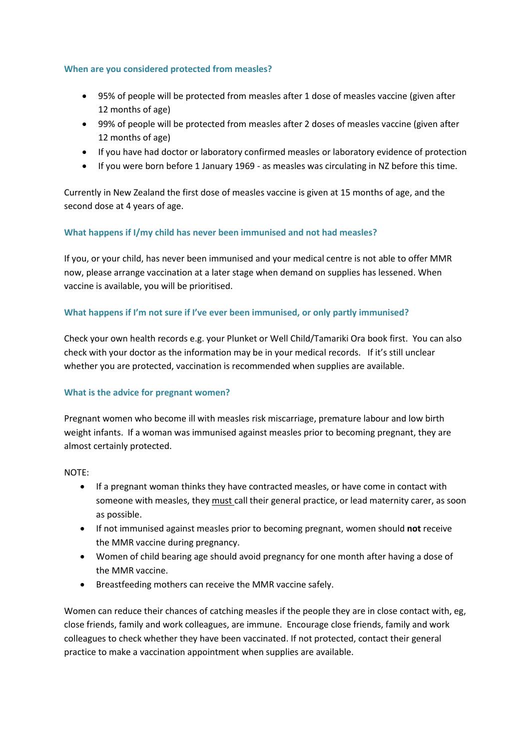### When are you considered protected from measles?

- 95% of people will be protected from measles after 1 dose of measles vaccine (given after 12 months of age)
- 99% of people will be protected from measles after 2 doses of measles vaccine (given after 12 months of age)
- If you have had doctor or laboratory confirmed measles or laboratory evidence of protection
- If you were born before 1 January 1969 - as measles was circulating in NZ before this time.

Currently in New Zealand the first dose of measles vaccine is given at 15 months of age, and the second dose at 4 years of age.

### What happens if I/my child has never been immunised and not had measles?

If you, or your child, has never been immunised and your medical centre is not able to offer MMR now, please arrange vaccination at a later stage when demand on supplies has lessened. When vaccine is available, you will be prioritised.

### What happens if I'm not sure if I've ever been immunised, or only partly immunised?

Check your own health records e.g. your Plunket or Well Child/Tamariki Ora book first. You can also check with your doctor as the information may be in your medical records. If it's still unclear whether you are protected, vaccination is recommended when supplies are available.

### What is the advice for pregnant women?

Pregnant women who become ill with measles risk miscarriage, premature labour and low birth weight infants. If a woman was immunised against measles prior to becoming pregnant, they are almost certainly protected.

NOTE:

- If a pregnant woman thinks they have contracted measles, or have come in contact with someone with measles, they <u>must</u> call their general practice, or lead maternity carer, as soon as possible.
- If not immunised against measles prior to becoming pregnant, women should **not** receive the MMR vaccine during pregnancy.
- Women of child bearing age should avoid pregnancy for one month after having a dose of the MMR vaccine.
- Breastfeeding mothers can receive the MMR vaccine safely.

Women can reduce their chances of catching measles if the people they are in close contact with, eg, close friends, family and work colleagues, are immune. Encourage close friends, family and work colleagues to check whether they have been vaccinated. If not protected, contact their general practice to make a vaccination appointment when supplies are available.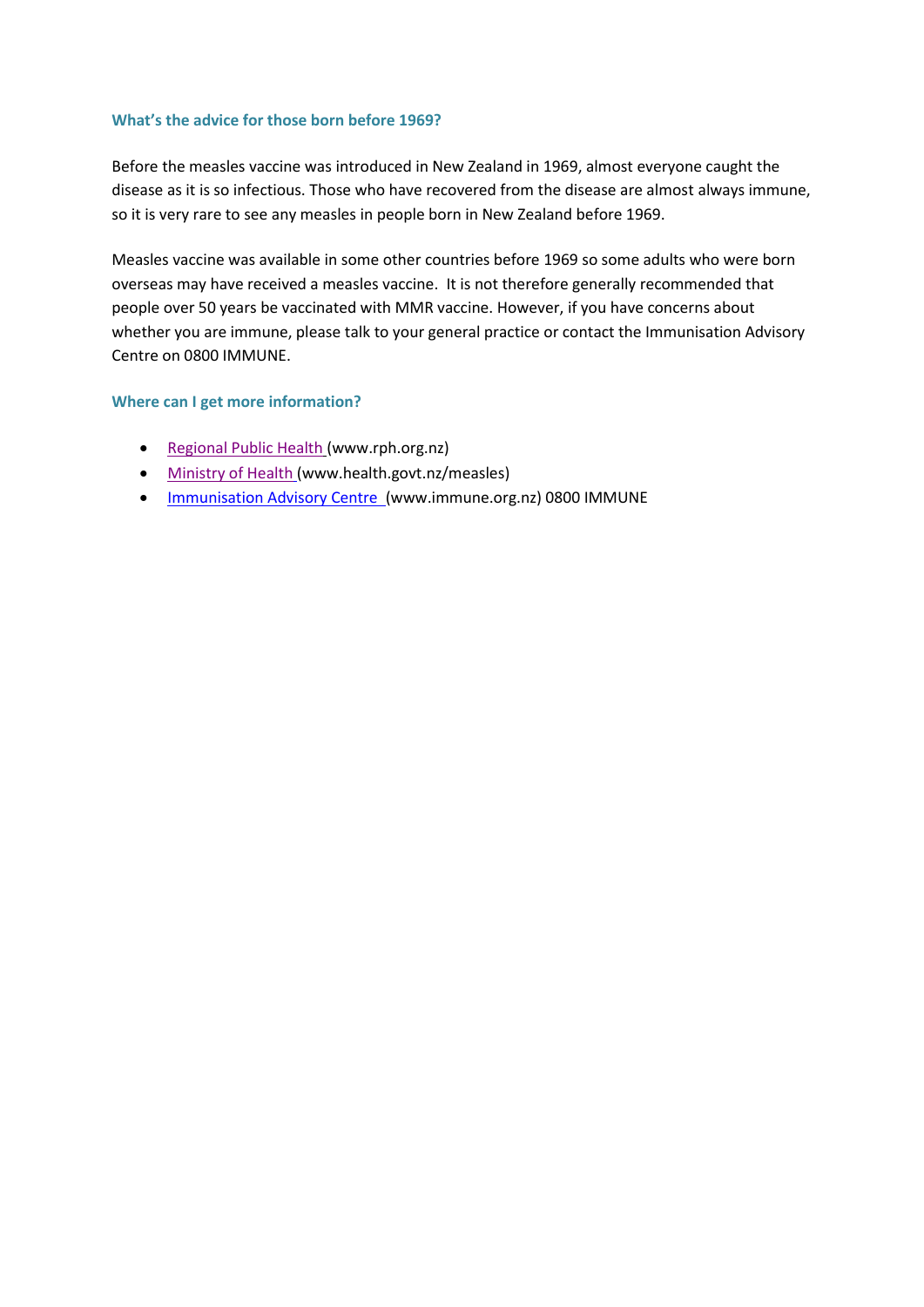### What's the advice for those born before 1969?

Before the measles vaccine was introduced in New Zealand in 1969, almost everyone caught the disease as it is so infectious. Those who have recovered from the disease are almost always immune, so it is very rare to see any measles in people born in New Zealand before 1969.

Measles vaccine was available in some other countries before 1969 so some adults who were born overseas may have received a measles vaccine. It is not therefore generally recommended that people over 50 years be vaccinated with MMR vaccine. However, if you have concerns about whether you are immune, please talk to your general practice or contact the Immunisation Advisory Centre on 0800 IMMUNE.

### Where can I get more information?

- Regional Public Health (www.rph.org.nz)
- Ministry of Health (www.health.govt.nz/measles)
- Immunisation Advisory Centre (www.immune.org.nz) 0800 IMMUNE